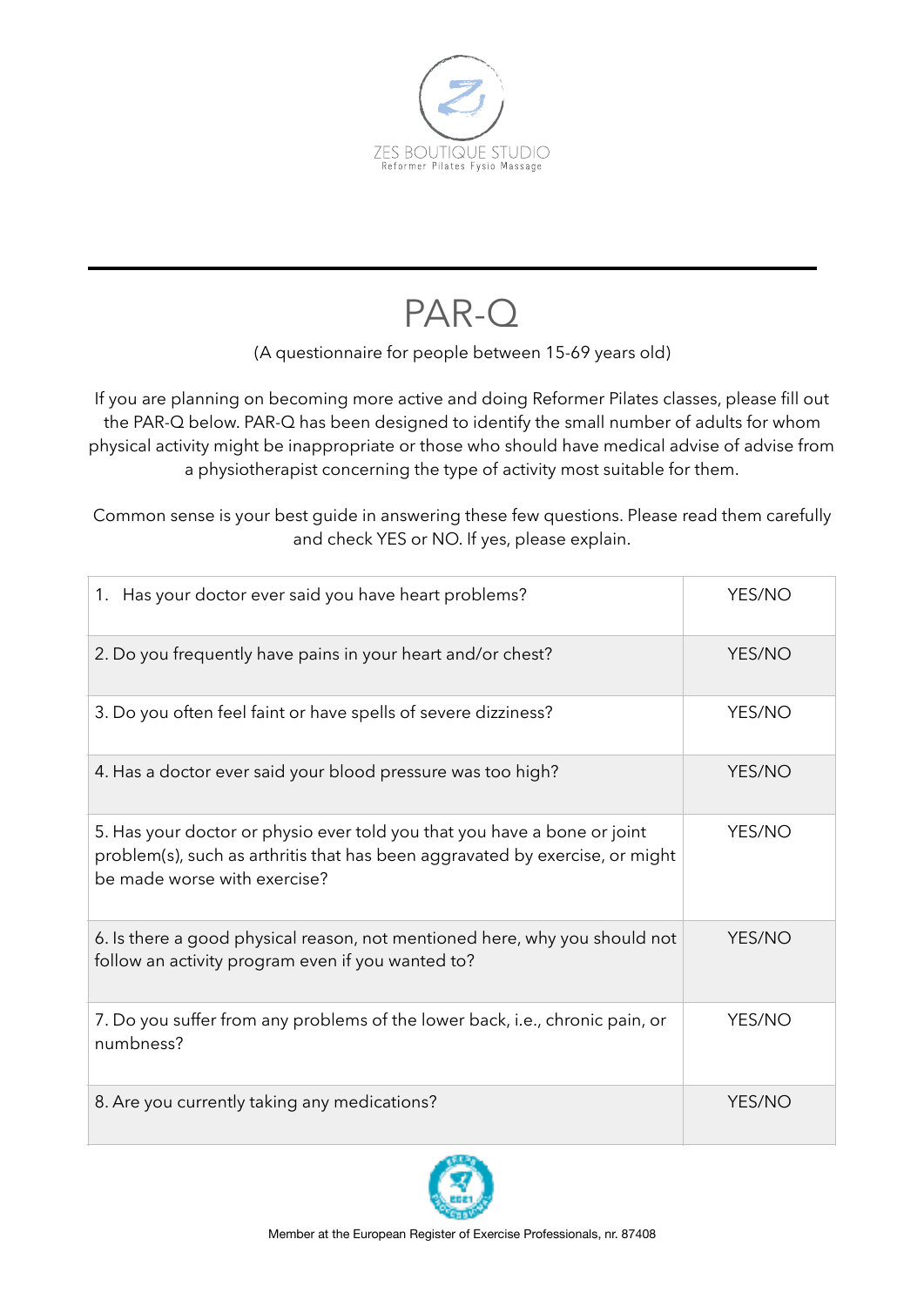ZES BOUTIQUE STUDIO
Reformer Pilates Fysio Massage

# PAR-Q

(A questionnaire for people between 15-69 years old)

If you are planning on becoming more active and doing Reformer Pilates classes, please fill out the PAR-Q below. PAR-Q has been designed to identify the small number of adults for whom physical activity might be inappropriate or those who should have medical advise of advise from a physiotherapist concerning the type of activity most suitable for them.

Common sense is your best guide in answering these few questions. Please read them carefully and check YES or NO. If yes, please explain.

| | |
|---|---|
| 1. Has your doctor ever said you have heart problems? | YES/NO |
| 2. Do you frequently have pains in your heart and/or chest? | YES/NO |
| 3. Do you often feel faint or have spells of severe dizziness? | YES/NO |
| 4. Has a doctor ever said your blood pressure was too high? | YES/NO |
| 5. Has your doctor or physio ever told you that you have a bone or joint problem(s), such as arthritis that has been aggravated by exercise, or might be made worse with exercise? | YES/NO |
| 6. Is there a good physical reason, not mentioned here, why you should not follow an activity program even if you wanted to? | YES/NO |
| 7. Do you suffer from any problems of the lower back, i.e., chronic pain, or numbness? | YES/NO |
| 8. Are you currently taking any medications? | YES/NO |

Member at the European Register of Exercise Professionals, nr. 87408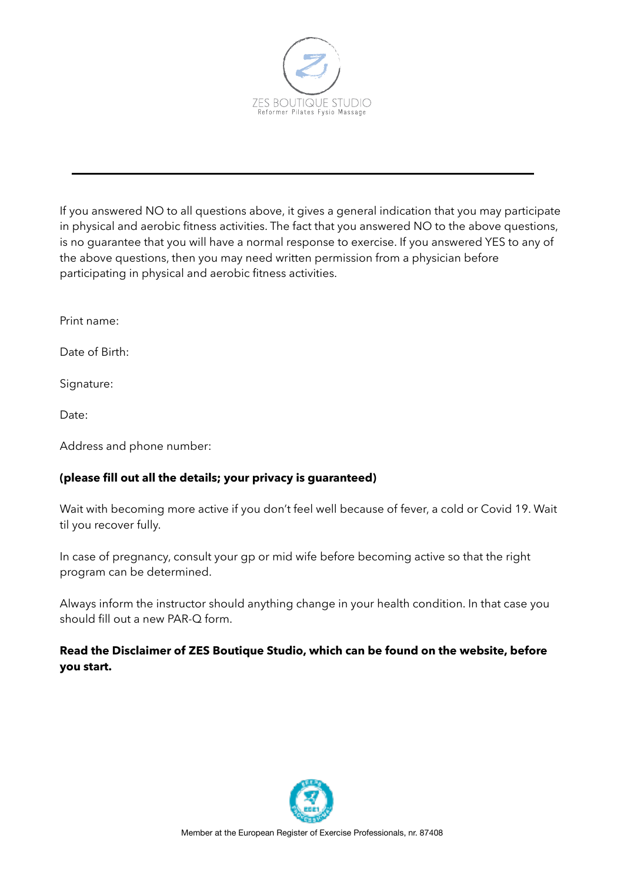ZES BOUTIQUE STUDIO
Reformer Pilates Fysio Massage

---

If you answered NO to all questions above, it gives a general indication that you may participate in physical and aerobic fitness activities. The fact that you answered NO to the above questions, is no guarantee that you will have a normal response to exercise. If you answered YES to any of the above questions, then you may need written permission from a physician before participating in physical and aerobic fitness activities.

Print name:

Date of Birth:

Signature:

Date:

Address and phone number:

**(please fill out all the details; your privacy is guaranteed)**

Wait with becoming more active if you don't feel well because of fever, a cold or Covid 19. Wait til you recover fully.

In case of pregnancy, consult your gp or mid wife before becoming active so that the right program can be determined.

Always inform the instructor should anything change in your health condition. In that case you should fill out a new PAR-Q form.

**Read the Disclaimer of ZES Boutique Studio, which can be found on the website, before you start.**

Member at the European Register of Exercise Professionals, nr. 87408